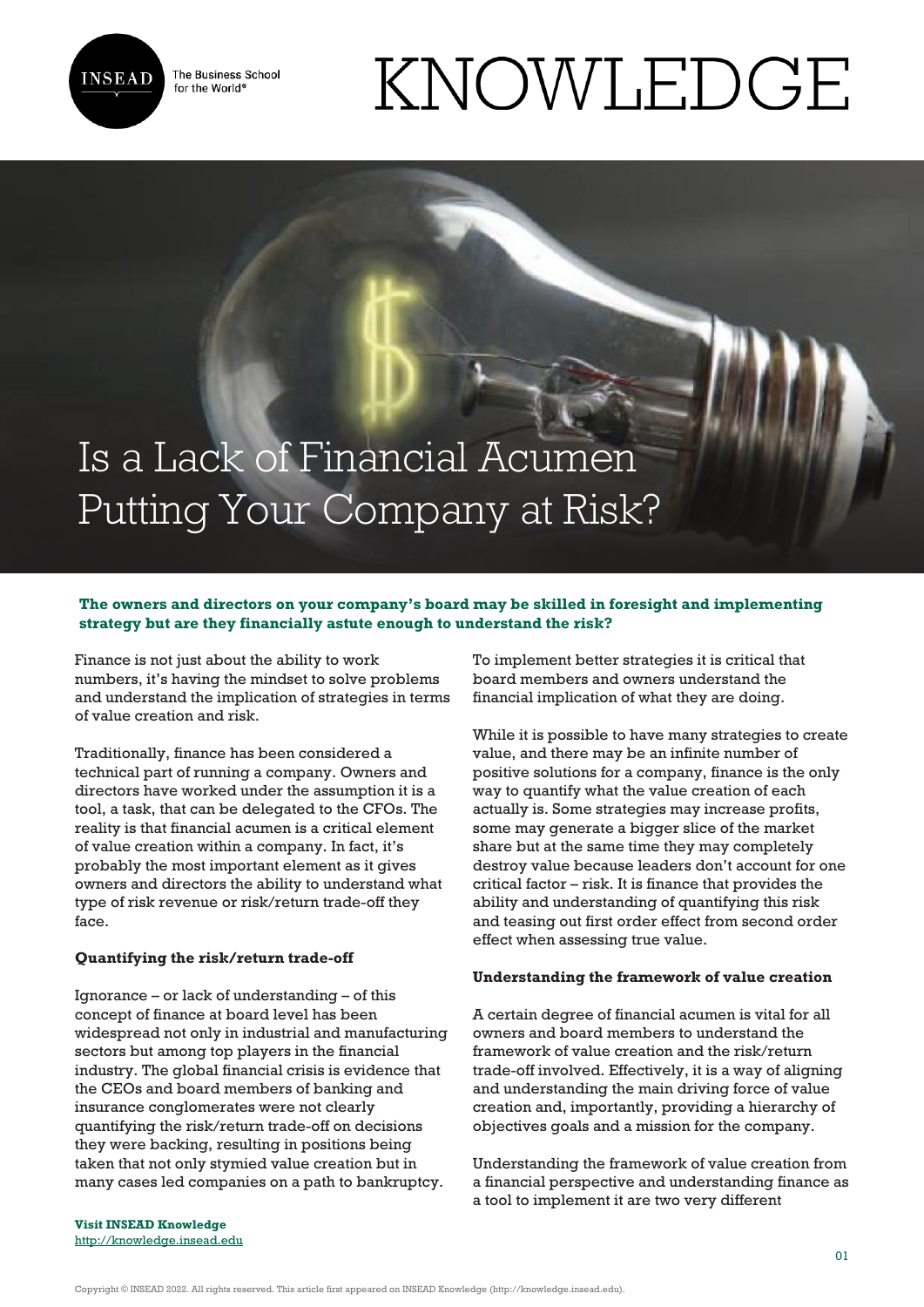# Is a Lack of Financial Acumen Putting Your Company at Risk?

**The owners and directors on your company's board may be skilled in foresight and implementing strategy but are they financially astute enough to understand the risk?**

Finance is not just about the ability to work numbers, it's having the mindset to solve problems and understand the implication of strategies in terms of value creation and risk.

Traditionally, finance has been considered a technical part of running a company. Owners and directors have worked under the assumption it is a tool, a task, that can be delegated to the CFOs. The reality is that financial acumen is a critical element of value creation within a company. In fact, it's probably the most important element as it gives owners and directors the ability to understand what type of risk revenue or risk/return trade-off they face.

**Quantifying the risk/return trade-off**

Ignorance – or lack of understanding – of this concept of finance at board level has been widespread not only in industrial and manufacturing sectors but among top players in the financial industry. The global financial crisis is evidence that the CEOs and board members of banking and insurance conglomerates were not clearly quantifying the risk/return trade-off on decisions they were backing, resulting in positions being taken that not only stymied value creation but in many cases led companies on a path to bankruptcy.

To implement better strategies it is critical that board members and owners understand the financial implication of what they are doing.

While it is possible to have many strategies to create value, and there may be an infinite number of positive solutions for a company, finance is the only way to quantify what the value creation of each actually is. Some strategies may increase profits, some may generate a bigger slice of the market share but at the same time they may completely destroy value because leaders don't account for one critical factor – risk. It is finance that provides the ability and understanding of quantifying this risk and teasing out first order effect from second order effect when assessing true value.

**Understanding the framework of value creation**

A certain degree of financial acumen is vital for all owners and board members to understand the framework of value creation and the risk/return trade-off involved. Effectively, it is a way of aligning and understanding the main driving force of value creation and, importantly, providing a hierarchy of objectives goals and a mission for the company.

Understanding the framework of value creation from a financial perspective and understanding finance as a tool to implement it are two very different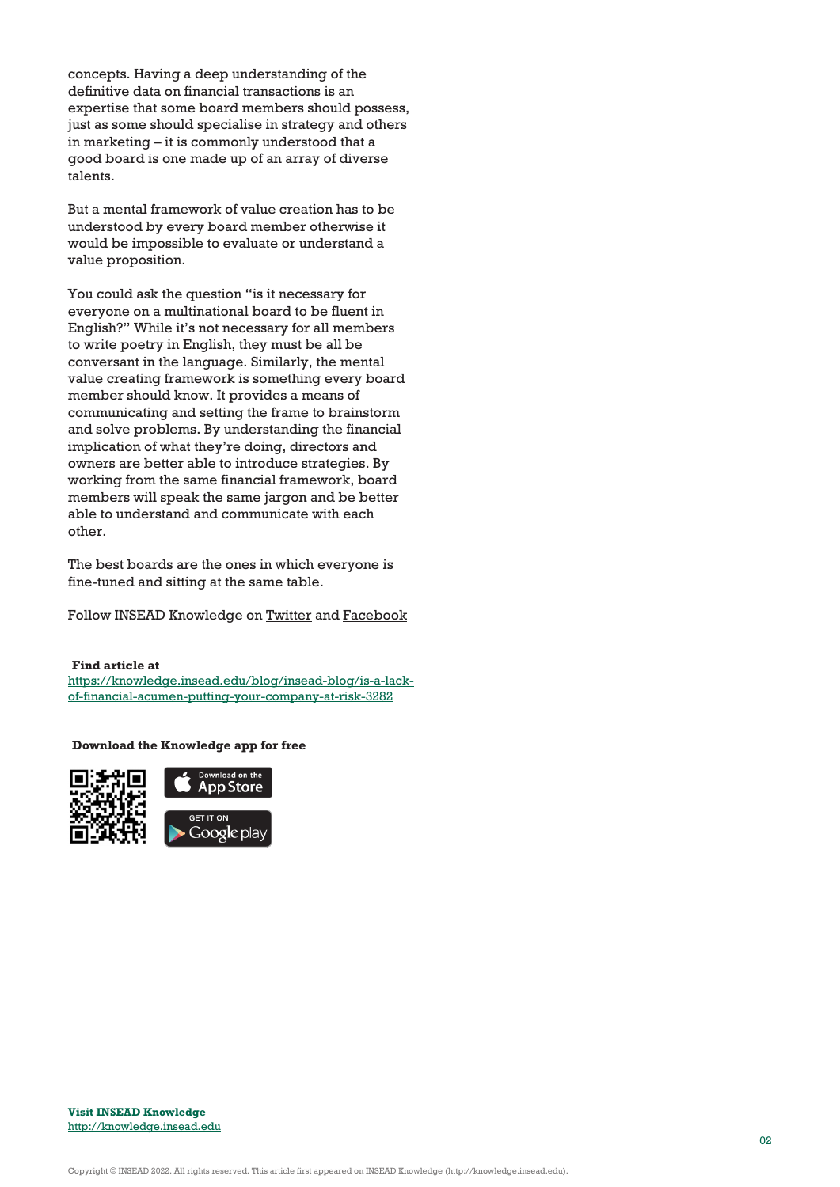concepts. Having a deep understanding of the definitive data on financial transactions is an expertise that some board members should possess, just as some should specialise in strategy and others in marketing – it is commonly understood that a good board is one made up of an array of diverse talents.

But a mental framework of value creation has to be understood by every board member otherwise it would be impossible to evaluate or understand a value proposition.

You could ask the question "is it necessary for everyone on a multinational board to be fluent in English?" While it's not necessary for all members to write poetry in English, they must be all be conversant in the language. Similarly, the mental value creating framework is something every board member should know. It provides a means of communicating and setting the frame to brainstorm and solve problems. By understanding the financial implication of what they're doing, directors and owners are better able to introduce strategies. By working from the same financial framework, board members will speak the same jargon and be better able to understand and communicate with each other.

The best boards are the ones in which everyone is fine-tuned and sitting at the same table.

Follow INSEAD Knowledge on Twitter and Facebook

**Find article at**
https://knowledge.insead.edu/blog/insead-blog/is-a-lack-of-financial-acumen-putting-your-company-at-risk-3282

**Download the Knowledge app for free**

**Visit INSEAD Knowledge**
http://knowledge.insead.edu

Copyright © INSEAD 2022. All rights reserved. This article first appeared on INSEAD Knowledge (http://knowledge.insead.edu).